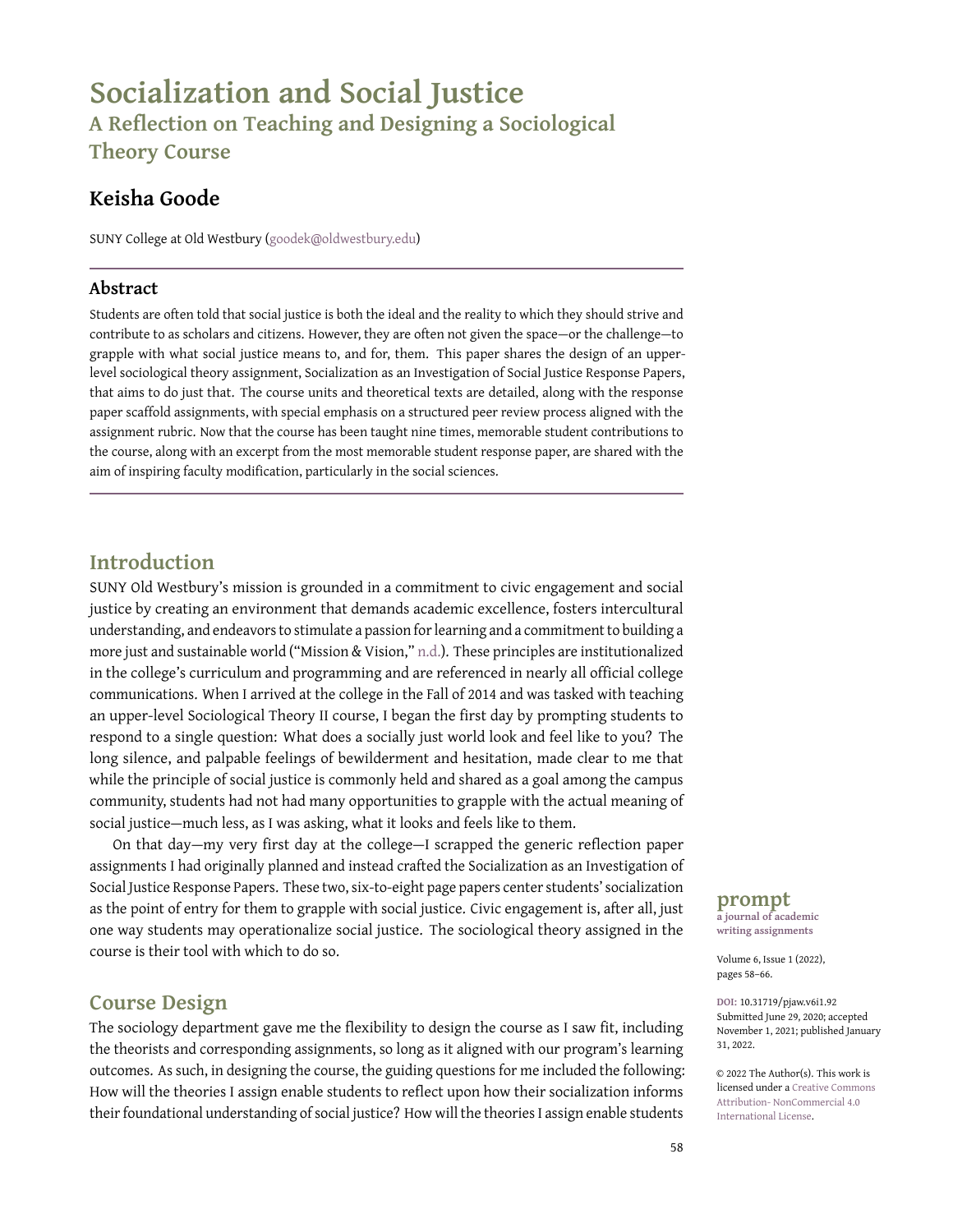# Socialization and Social Justice

## A Reflection on Teaching and Designing a Sociological Theory Course

**Keisha Goode**

SUNY College at Old Westbury (goodek@oldwestbury.edu)

### Abstract

Students are often told that social justice is both the ideal and the reality to which they should strive and contribute to as scholars and citizens. However, they are often not given the space—or the challenge—to grapple with what social justice means to, and for, them. This paper shares the design of an upper-level sociological theory assignment, Socialization as an Investigation of Social Justice Response Papers, that aims to do just that. The course units and theoretical texts are detailed, along with the response paper scaffold assignments, with special emphasis on a structured peer review process aligned with the assignment rubric. Now that the course has been taught nine times, memorable student contributions to the course, along with an excerpt from the most memorable student response paper, are shared with the aim of inspiring faculty modification, particularly in the social sciences.

**prompt**
a journal of academic writing assignments

DOI: 10.31719/pjaw.v6i1.92
Submitted June 29, 2020; accepted November 1, 2021; published January 31, 2022.

© 2022 The Author(s). This work is licensed under a Creative Commons Attribution- NonCommercial 4.0 International License.

## Introduction

SUNY Old Westbury's mission is grounded in a commitment to civic engagement and social justice by creating an environment that demands academic excellence, fosters intercultural understanding, and endeavors to stimulate a passion for learning and a commitment to building a more just and sustainable world ("Mission & Vision," n.d.). These principles are institutionalized in the college's curriculum and programming and are referenced in nearly all official college communications. When I arrived at the college in the Fall of 2014 and was tasked with teaching an upper-level Sociological Theory II course, I began the first day by prompting students to respond to a single question: What does a socially just world look and feel like to you? The long silence, and palpable feelings of bewilderment and hesitation, made clear to me that while the principle of social justice is commonly held and shared as a goal among the campus community, students had not had many opportunities to grapple with the actual meaning of social justice—much less, as I was asking, what it looks and feels like to them.

On that day—my very first day at the college—I scrapped the generic reflection paper assignments I had originally planned and instead crafted the Socialization as an Investigation of Social Justice Response Papers. These two, six-to-eight page papers center students' socialization as the point of entry for them to grapple with social justice. Civic engagement is, after all, just one way students may operationalize social justice. The sociological theory assigned in the course is their tool with which to do so.

## Course Design

The sociology department gave me the flexibility to design the course as I saw fit, including the theorists and corresponding assignments, so long as it aligned with our program's learning outcomes. As such, in designing the course, the guiding questions for me included the following: How will the theories I assign enable students to reflect upon how their socialization informs their foundational understanding of social justice? How will the theories I assign enable students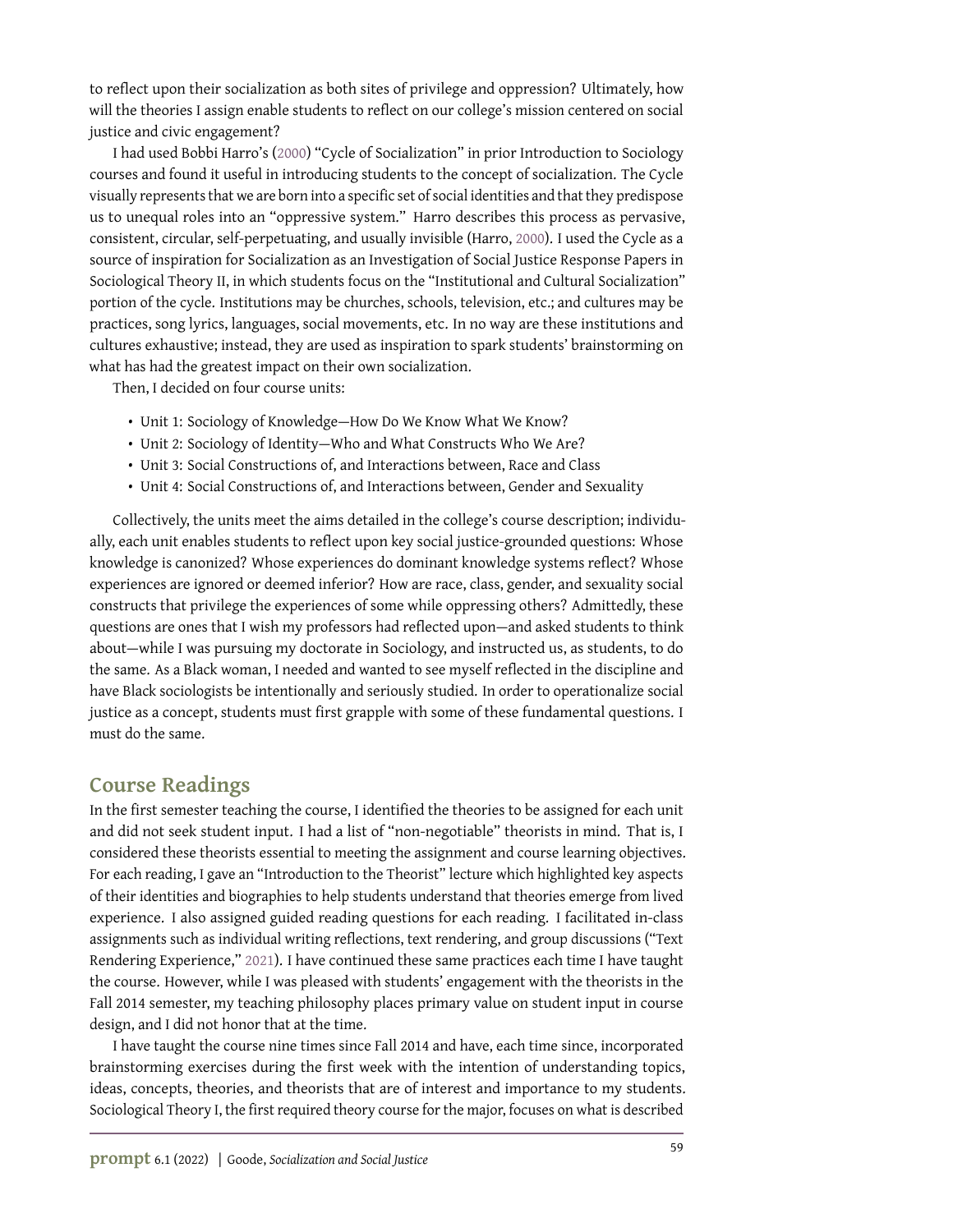to reflect upon their socialization as both sites of privilege and oppression? Ultimately, how will the theories I assign enable students to reflect on our college's mission centered on social justice and civic engagement?

I had used Bobbi Harro's (2000) "Cycle of Socialization" in prior Introduction to Sociology courses and found it useful in introducing students to the concept of socialization. The Cycle visually represents that we are born into a specific set of social identities and that they predispose us to unequal roles into an "oppressive system." Harro describes this process as pervasive, consistent, circular, self-perpetuating, and usually invisible (Harro, 2000). I used the Cycle as a source of inspiration for Socialization as an Investigation of Social Justice Response Papers in Sociological Theory II, in which students focus on the "Institutional and Cultural Socialization" portion of the cycle. Institutions may be churches, schools, television, etc.; and cultures may be practices, song lyrics, languages, social movements, etc. In no way are these institutions and cultures exhaustive; instead, they are used as inspiration to spark students' brainstorming on what has had the greatest impact on their own socialization.

Then, I decided on four course units:

- Unit 1: Sociology of Knowledge—How Do We Know What We Know?
- Unit 2: Sociology of Identity—Who and What Constructs Who We Are?
- Unit 3: Social Constructions of, and Interactions between, Race and Class
- Unit 4: Social Constructions of, and Interactions between, Gender and Sexuality

Collectively, the units meet the aims detailed in the college's course description; individually, each unit enables students to reflect upon key social justice-grounded questions: Whose knowledge is canonized? Whose experiences do dominant knowledge systems reflect? Whose experiences are ignored or deemed inferior? How are race, class, gender, and sexuality social constructs that privilege the experiences of some while oppressing others? Admittedly, these questions are ones that I wish my professors had reflected upon—and asked students to think about—while I was pursuing my doctorate in Sociology, and instructed us, as students, to do the same. As a Black woman, I needed and wanted to see myself reflected in the discipline and have Black sociologists be intentionally and seriously studied. In order to operationalize social justice as a concept, students must first grapple with some of these fundamental questions. I must do the same.

## Course Readings

In the first semester teaching the course, I identified the theories to be assigned for each unit and did not seek student input. I had a list of "non-negotiable" theorists in mind. That is, I considered these theorists essential to meeting the assignment and course learning objectives. For each reading, I gave an "Introduction to the Theorist" lecture which highlighted key aspects of their identities and biographies to help students understand that theories emerge from lived experience. I also assigned guided reading questions for each reading. I facilitated in-class assignments such as individual writing reflections, text rendering, and group discussions ("Text Rendering Experience," 2021). I have continued these same practices each time I have taught the course. However, while I was pleased with students' engagement with the theorists in the Fall 2014 semester, my teaching philosophy places primary value on student input in course design, and I did not honor that at the time.

I have taught the course nine times since Fall 2014 and have, each time since, incorporated brainstorming exercises during the first week with the intention of understanding topics, ideas, concepts, theories, and theorists that are of interest and importance to my students. Sociological Theory I, the first required theory course for the major, focuses on what is described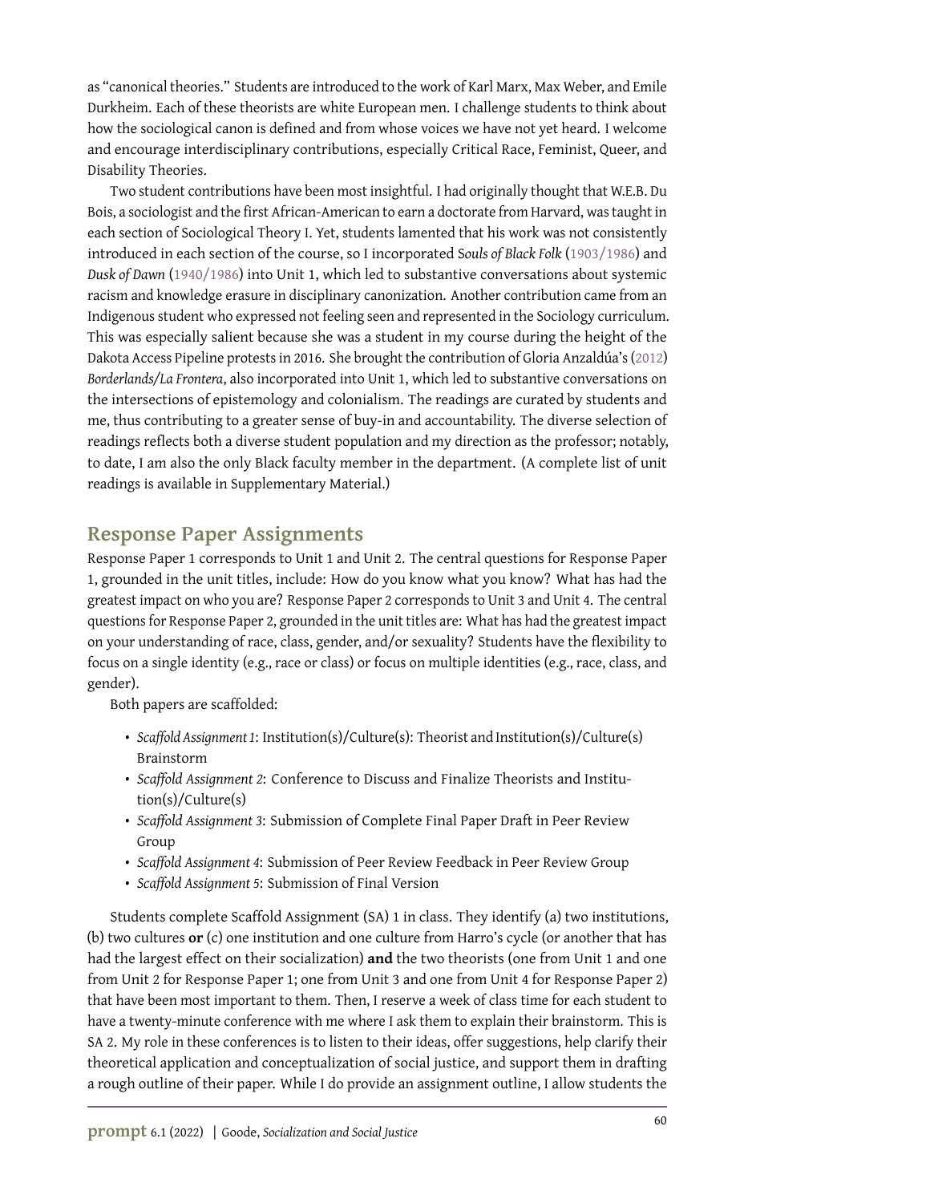as "canonical theories." Students are introduced to the work of Karl Marx, Max Weber, and Emile Durkheim. Each of these theorists are white European men. I challenge students to think about how the sociological canon is defined and from whose voices we have not yet heard. I welcome and encourage interdisciplinary contributions, especially Critical Race, Feminist, Queer, and Disability Theories.

Two student contributions have been most insightful. I had originally thought that W.E.B. Du Bois, a sociologist and the first African-American to earn a doctorate from Harvard, was taught in each section of Sociological Theory I. Yet, students lamented that his work was not consistently introduced in each section of the course, so I incorporated *Souls of Black Folk* (1903/1986) and *Dusk of Dawn* (1940/1986) into Unit 1, which led to substantive conversations about systemic racism and knowledge erasure in disciplinary canonization. Another contribution came from an Indigenous student who expressed not feeling seen and represented in the Sociology curriculum. This was especially salient because she was a student in my course during the height of the Dakota Access Pipeline protests in 2016. She brought the contribution of Gloria Anzaldúa's (2012) *Borderlands/La Frontera*, also incorporated into Unit 1, which led to substantive conversations on the intersections of epistemology and colonialism. The readings are curated by students and me, thus contributing to a greater sense of buy-in and accountability. The diverse selection of readings reflects both a diverse student population and my direction as the professor; notably, to date, I am also the only Black faculty member in the department. (A complete list of unit readings is available in Supplementary Material.)

## Response Paper Assignments

Response Paper 1 corresponds to Unit 1 and Unit 2. The central questions for Response Paper 1, grounded in the unit titles, include: How do you know what you know? What has had the greatest impact on who you are? Response Paper 2 corresponds to Unit 3 and Unit 4. The central questions for Response Paper 2, grounded in the unit titles are: What has had the greatest impact on your understanding of race, class, gender, and/or sexuality? Students have the flexibility to focus on a single identity (e.g., race or class) or focus on multiple identities (e.g., race, class, and gender).

Both papers are scaffolded:

- *Scaffold Assignment 1*: Institution(s)/Culture(s): Theorist and Institution(s)/Culture(s) Brainstorm
- *Scaffold Assignment 2*: Conference to Discuss and Finalize Theorists and Institution(s)/Culture(s)
- *Scaffold Assignment 3*: Submission of Complete Final Paper Draft in Peer Review Group
- *Scaffold Assignment 4*: Submission of Peer Review Feedback in Peer Review Group
- *Scaffold Assignment 5*: Submission of Final Version

Students complete Scaffold Assignment (SA) 1 in class. They identify (a) two institutions, (b) two cultures **or** (c) one institution and one culture from Harro's cycle (or another that has had the largest effect on their socialization) **and** the two theorists (one from Unit 1 and one from Unit 2 for Response Paper 1; one from Unit 3 and one from Unit 4 for Response Paper 2) that have been most important to them. Then, I reserve a week of class time for each student to have a twenty-minute conference with me where I ask them to explain their brainstorm. This is SA 2. My role in these conferences is to listen to their ideas, offer suggestions, help clarify their theoretical application and conceptualization of social justice, and support them in drafting a rough outline of their paper. While I do provide an assignment outline, I allow students the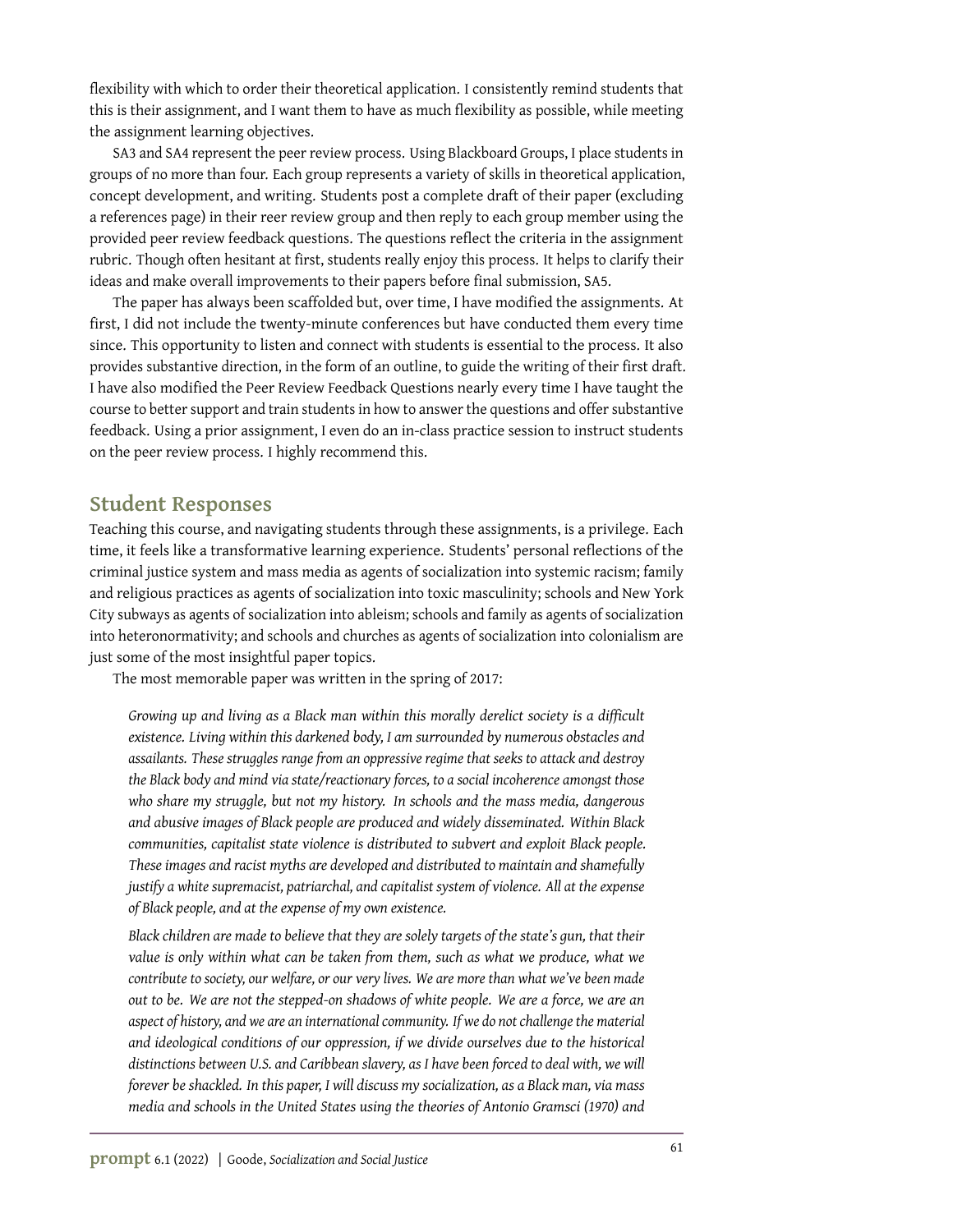flexibility with which to order their theoretical application. I consistently remind students that this is their assignment, and I want them to have as much flexibility as possible, while meeting the assignment learning objectives.

SA3 and SA4 represent the peer review process. Using Blackboard Groups, I place students in groups of no more than four. Each group represents a variety of skills in theoretical application, concept development, and writing. Students post a complete draft of their paper (excluding a references page) in their reer review group and then reply to each group member using the provided peer review feedback questions. The questions reflect the criteria in the assignment rubric. Though often hesitant at first, students really enjoy this process. It helps to clarify their ideas and make overall improvements to their papers before final submission, SA5.

The paper has always been scaffolded but, over time, I have modified the assignments. At first, I did not include the twenty-minute conferences but have conducted them every time since. This opportunity to listen and connect with students is essential to the process. It also provides substantive direction, in the form of an outline, to guide the writing of their first draft. I have also modified the Peer Review Feedback Questions nearly every time I have taught the course to better support and train students in how to answer the questions and offer substantive feedback. Using a prior assignment, I even do an in-class practice session to instruct students on the peer review process. I highly recommend this.

## Student Responses

Teaching this course, and navigating students through these assignments, is a privilege. Each time, it feels like a transformative learning experience. Students' personal reflections of the criminal justice system and mass media as agents of socialization into systemic racism; family and religious practices as agents of socialization into toxic masculinity; schools and New York City subways as agents of socialization into ableism; schools and family as agents of socialization into heteronormativity; and schools and churches as agents of socialization into colonialism are just some of the most insightful paper topics.

The most memorable paper was written in the spring of 2017:

> *Growing up and living as a Black man within this morally derelict society is a difficult existence. Living within this darkened body, I am surrounded by numerous obstacles and assailants. These struggles range from an oppressive regime that seeks to attack and destroy the Black body and mind via state/reactionary forces, to a social incoherence amongst those who share my struggle, but not my history. In schools and the mass media, dangerous and abusive images of Black people are produced and widely disseminated. Within Black communities, capitalist state violence is distributed to subvert and exploit Black people. These images and racist myths are developed and distributed to maintain and shamefully justify a white supremacist, patriarchal, and capitalist system of violence. All at the expense of Black people, and at the expense of my own existence.*
>
> *Black children are made to believe that they are solely targets of the state's gun, that their value is only within what can be taken from them, such as what we produce, what we contribute to society, our welfare, or our very lives. We are more than what we've been made out to be. We are not the stepped-on shadows of white people. We are a force, we are an aspect of history, and we are an international community. If we do not challenge the material and ideological conditions of our oppression, if we divide ourselves due to the historical distinctions between U.S. and Caribbean slavery, as I have been forced to deal with, we will forever be shackled. In this paper, I will discuss my socialization, as a Black man, via mass media and schools in the United States using the theories of Antonio Gramsci (1970) and*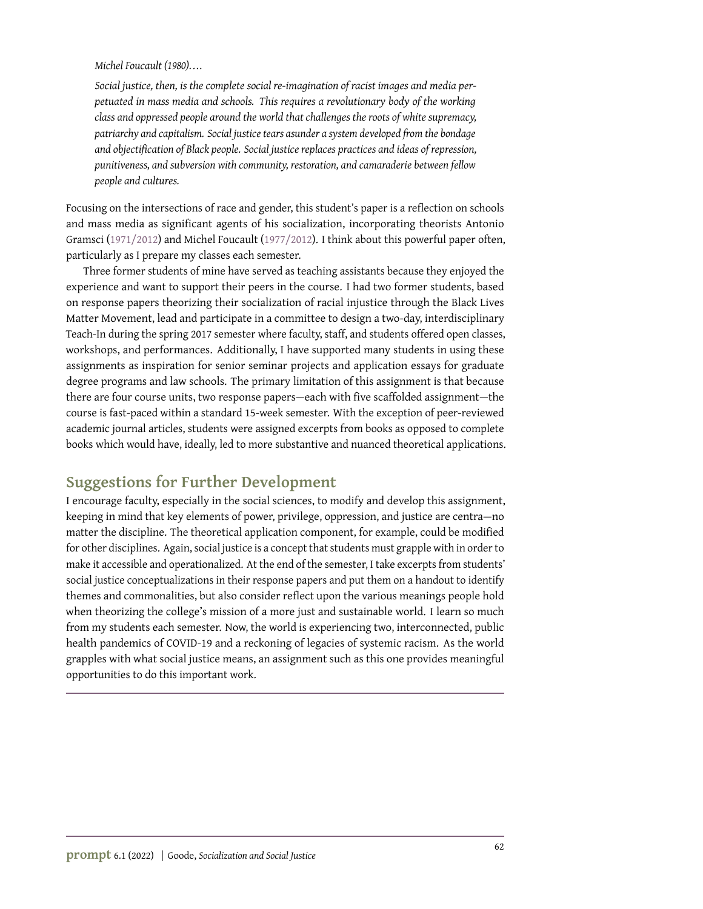*Michel Foucault (1980)….*

*Social justice, then, is the complete social re-imagination of racist images and media perpetuated in mass media and schools. This requires a revolutionary body of the working class and oppressed people around the world that challenges the roots of white supremacy, patriarchy and capitalism. Social justice tears asunder a system developed from the bondage and objectification of Black people. Social justice replaces practices and ideas of repression, punitiveness, and subversion with community, restoration, and camaraderie between fellow people and cultures.*

Focusing on the intersections of race and gender, this student's paper is a reflection on schools and mass media as significant agents of his socialization, incorporating theorists Antonio Gramsci (1971/2012) and Michel Foucault (1977/2012). I think about this powerful paper often, particularly as I prepare my classes each semester.

Three former students of mine have served as teaching assistants because they enjoyed the experience and want to support their peers in the course. I had two former students, based on response papers theorizing their socialization of racial injustice through the Black Lives Matter Movement, lead and participate in a committee to design a two-day, interdisciplinary Teach-In during the spring 2017 semester where faculty, staff, and students offered open classes, workshops, and performances. Additionally, I have supported many students in using these assignments as inspiration for senior seminar projects and application essays for graduate degree programs and law schools. The primary limitation of this assignment is that because there are four course units, two response papers—each with five scaffolded assignment—the course is fast-paced within a standard 15-week semester. With the exception of peer-reviewed academic journal articles, students were assigned excerpts from books as opposed to complete books which would have, ideally, led to more substantive and nuanced theoretical applications.

## Suggestions for Further Development

I encourage faculty, especially in the social sciences, to modify and develop this assignment, keeping in mind that key elements of power, privilege, oppression, and justice are centra—no matter the discipline. The theoretical application component, for example, could be modified for other disciplines. Again, social justice is a concept that students must grapple with in order to make it accessible and operationalized. At the end of the semester, I take excerpts from students' social justice conceptualizations in their response papers and put them on a handout to identify themes and commonalities, but also consider reflect upon the various meanings people hold when theorizing the college's mission of a more just and sustainable world. I learn so much from my students each semester. Now, the world is experiencing two, interconnected, public health pandemics of COVID-19 and a reckoning of legacies of systemic racism. As the world grapples with what social justice means, an assignment such as this one provides meaningful opportunities to do this important work.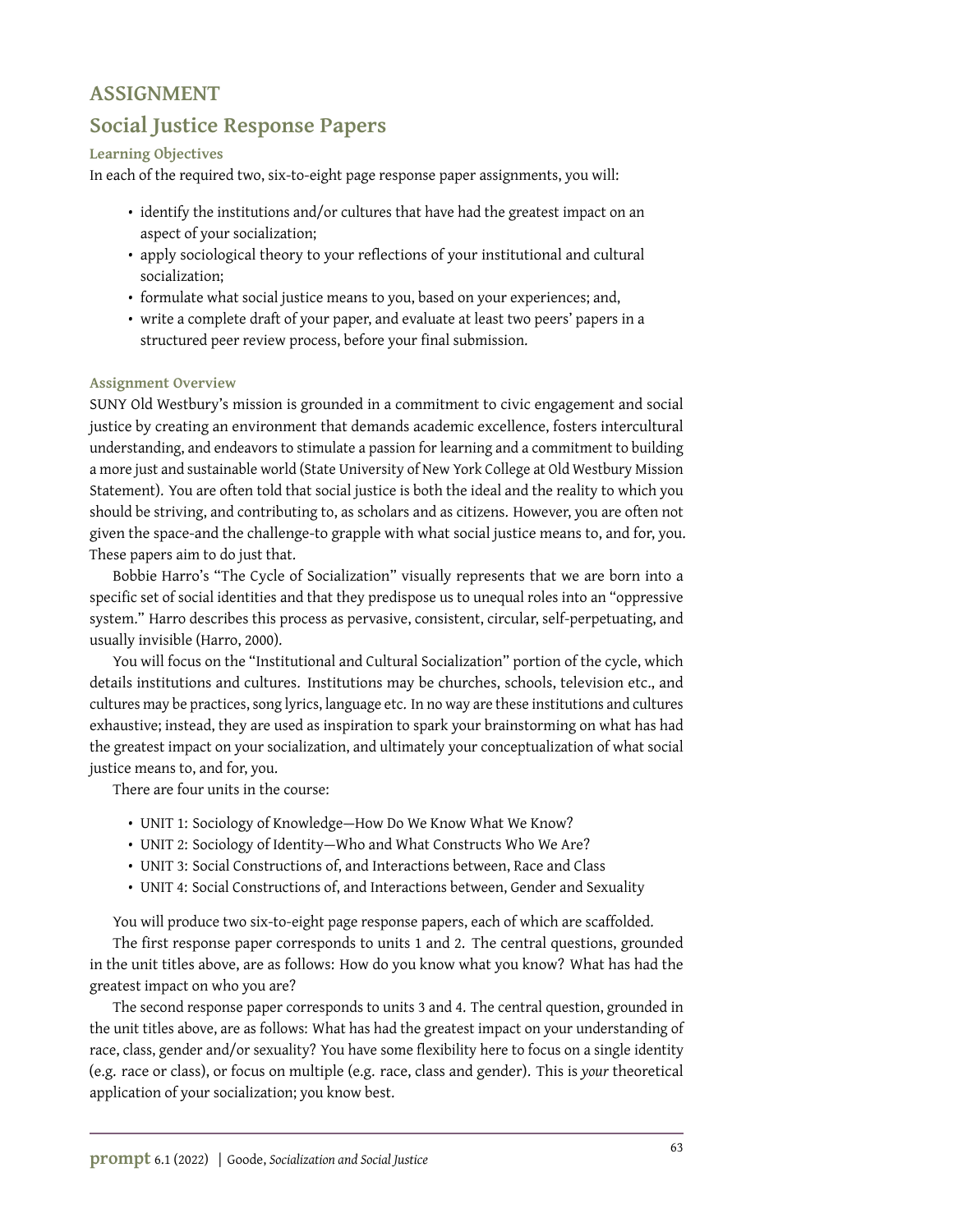# ASSIGNMENT

## Social Justice Response Papers

### Learning Objectives

In each of the required two, six-to-eight page response paper assignments, you will:

- identify the institutions and/or cultures that have had the greatest impact on an aspect of your socialization;
- apply sociological theory to your reflections of your institutional and cultural socialization;
- formulate what social justice means to you, based on your experiences; and,
- write a complete draft of your paper, and evaluate at least two peers' papers in a structured peer review process, before your final submission.

### Assignment Overview

SUNY Old Westbury's mission is grounded in a commitment to civic engagement and social justice by creating an environment that demands academic excellence, fosters intercultural understanding, and endeavors to stimulate a passion for learning and a commitment to building a more just and sustainable world (State University of New York College at Old Westbury Mission Statement). You are often told that social justice is both the ideal and the reality to which you should be striving, and contributing to, as scholars and as citizens. However, you are often not given the space-and the challenge-to grapple with what social justice means to, and for, you. These papers aim to do just that.

Bobbie Harro's "The Cycle of Socialization" visually represents that we are born into a specific set of social identities and that they predispose us to unequal roles into an "oppressive system." Harro describes this process as pervasive, consistent, circular, self-perpetuating, and usually invisible (Harro, 2000).

You will focus on the "Institutional and Cultural Socialization" portion of the cycle, which details institutions and cultures. Institutions may be churches, schools, television etc., and cultures may be practices, song lyrics, language etc. In no way are these institutions and cultures exhaustive; instead, they are used as inspiration to spark your brainstorming on what has had the greatest impact on your socialization, and ultimately your conceptualization of what social justice means to, and for, you.

There are four units in the course:

- UNIT 1: Sociology of Knowledge—How Do We Know What We Know?
- UNIT 2: Sociology of Identity—Who and What Constructs Who We Are?
- UNIT 3: Social Constructions of, and Interactions between, Race and Class
- UNIT 4: Social Constructions of, and Interactions between, Gender and Sexuality

You will produce two six-to-eight page response papers, each of which are scaffolded.

The first response paper corresponds to units 1 and 2. The central questions, grounded in the unit titles above, are as follows: How do you know what you know? What has had the greatest impact on who you are?

The second response paper corresponds to units 3 and 4. The central question, grounded in the unit titles above, are as follows: What has had the greatest impact on your understanding of race, class, gender and/or sexuality? You have some flexibility here to focus on a single identity (e.g. race or class), or focus on multiple (e.g. race, class and gender). This is *your* theoretical application of your socialization; you know best.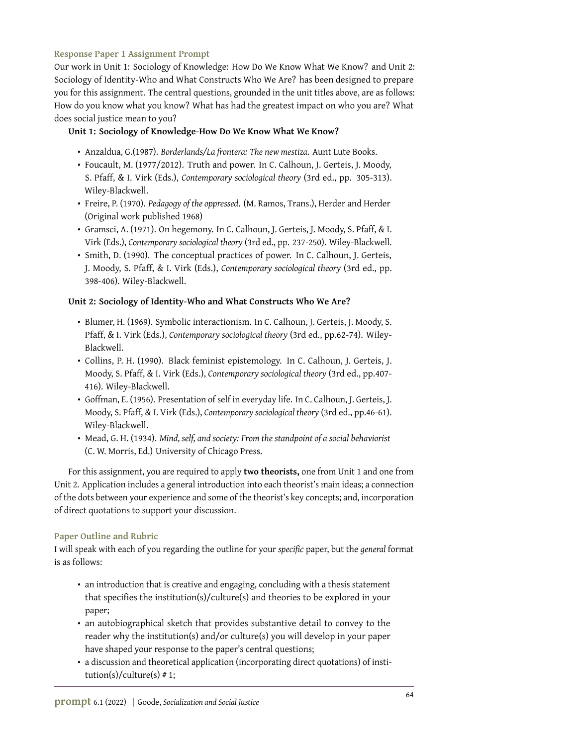### Response Paper 1 Assignment Prompt

Our work in Unit 1: Sociology of Knowledge: How Do We Know What We Know? and Unit 2: Sociology of Identity-Who and What Constructs Who We Are? has been designed to prepare you for this assignment. The central questions, grounded in the unit titles above, are as follows: How do you know what you know? What has had the greatest impact on who you are? What does social justice mean to you?

**Unit 1: Sociology of Knowledge-How Do We Know What We Know?**

- Anzaldua, G.(1987). *Borderlands/La frontera: The new mestiza*. Aunt Lute Books.
- Foucault, M. (1977/2012). Truth and power. In C. Calhoun, J. Gerteis, J. Moody, S. Pfaff, & I. Virk (Eds.), *Contemporary sociological theory* (3rd ed., pp. 305-313). Wiley-Blackwell.
- Freire, P. (1970). *Pedagogy of the oppressed*. (M. Ramos, Trans.), Herder and Herder (Original work published 1968)
- Gramsci, A. (1971). On hegemony. In C. Calhoun, J. Gerteis, J. Moody, S. Pfaff, & I. Virk (Eds.), *Contemporary sociological theory* (3rd ed., pp. 237-250). Wiley-Blackwell.
- Smith, D. (1990). The conceptual practices of power. In C. Calhoun, J. Gerteis, J. Moody, S. Pfaff, & I. Virk (Eds.), *Contemporary sociological theory* (3rd ed., pp. 398-406). Wiley-Blackwell.

**Unit 2: Sociology of Identity-Who and What Constructs Who We Are?**

- Blumer, H. (1969). Symbolic interactionism. In C. Calhoun, J. Gerteis, J. Moody, S. Pfaff, & I. Virk (Eds.), *Contemporary sociological theory* (3rd ed., pp.62-74). Wiley-Blackwell.
- Collins, P. H. (1990). Black feminist epistemology. In C. Calhoun, J. Gerteis, J. Moody, S. Pfaff, & I. Virk (Eds.), *Contemporary sociological theory* (3rd ed., pp.407-416). Wiley-Blackwell.
- Goffman, E. (1956). Presentation of self in everyday life. In C. Calhoun, J. Gerteis, J. Moody, S. Pfaff, & I. Virk (Eds.), *Contemporary sociological theory* (3rd ed., pp.46-61). Wiley-Blackwell.
- Mead, G. H. (1934). *Mind, self, and society: From the standpoint of a social behaviorist* (C. W. Morris, Ed.) University of Chicago Press.

For this assignment, you are required to apply **two theorists,** one from Unit 1 and one from Unit 2. Application includes a general introduction into each theorist's main ideas; a connection of the dots between your experience and some of the theorist's key concepts; and, incorporation of direct quotations to support your discussion.

### Paper Outline and Rubric

I will speak with each of you regarding the outline for your *specific* paper, but the *general* format is as follows:

- an introduction that is creative and engaging, concluding with a thesis statement that specifies the institution(s)/culture(s) and theories to be explored in your paper;
- an autobiographical sketch that provides substantive detail to convey to the reader why the institution(s) and/or culture(s) you will develop in your paper have shaped your response to the paper's central questions;
- a discussion and theoretical application (incorporating direct quotations) of institution(s)/culture(s) # 1;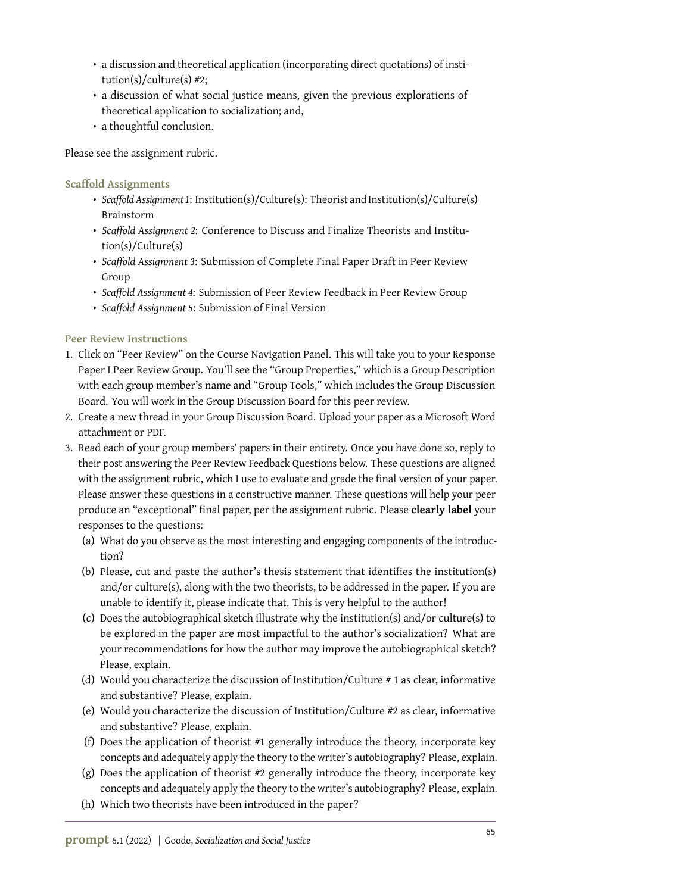- a discussion and theoretical application (incorporating direct quotations) of institution(s)/culture(s) #2;
- a discussion of what social justice means, given the previous explorations of theoretical application to socialization; and,
- a thoughtful conclusion.

Please see the assignment rubric.

### Scaffold Assignments

- *Scaffold Assignment 1*: Institution(s)/Culture(s): Theorist and Institution(s)/Culture(s) Brainstorm
- *Scaffold Assignment 2*: Conference to Discuss and Finalize Theorists and Institution(s)/Culture(s)
- *Scaffold Assignment 3*: Submission of Complete Final Paper Draft in Peer Review Group
- *Scaffold Assignment 4*: Submission of Peer Review Feedback in Peer Review Group
- *Scaffold Assignment 5*: Submission of Final Version

### Peer Review Instructions

1. Click on "Peer Review" on the Course Navigation Panel. This will take you to your Response Paper I Peer Review Group. You'll see the "Group Properties," which is a Group Description with each group member's name and "Group Tools," which includes the Group Discussion Board. You will work in the Group Discussion Board for this peer review.
2. Create a new thread in your Group Discussion Board. Upload your paper as a Microsoft Word attachment or PDF.
3. Read each of your group members' papers in their entirety. Once you have done so, reply to their post answering the Peer Review Feedback Questions below. These questions are aligned with the assignment rubric, which I use to evaluate and grade the final version of your paper. Please answer these questions in a constructive manner. These questions will help your peer produce an "exceptional" final paper, per the assignment rubric. Please **clearly label** your responses to the questions:
   (a) What do you observe as the most interesting and engaging components of the introduction?
   (b) Please, cut and paste the author's thesis statement that identifies the institution(s) and/or culture(s), along with the two theorists, to be addressed in the paper. If you are unable to identify it, please indicate that. This is very helpful to the author!
   (c) Does the autobiographical sketch illustrate why the institution(s) and/or culture(s) to be explored in the paper are most impactful to the author's socialization? What are your recommendations for how the author may improve the autobiographical sketch? Please, explain.
   (d) Would you characterize the discussion of Institution/Culture # 1 as clear, informative and substantive? Please, explain.
   (e) Would you characterize the discussion of Institution/Culture #2 as clear, informative and substantive? Please, explain.
   (f) Does the application of theorist #1 generally introduce the theory, incorporate key concepts and adequately apply the theory to the writer's autobiography? Please, explain.
   (g) Does the application of theorist #2 generally introduce the theory, incorporate key concepts and adequately apply the theory to the writer's autobiography? Please, explain.
   (h) Which two theorists have been introduced in the paper?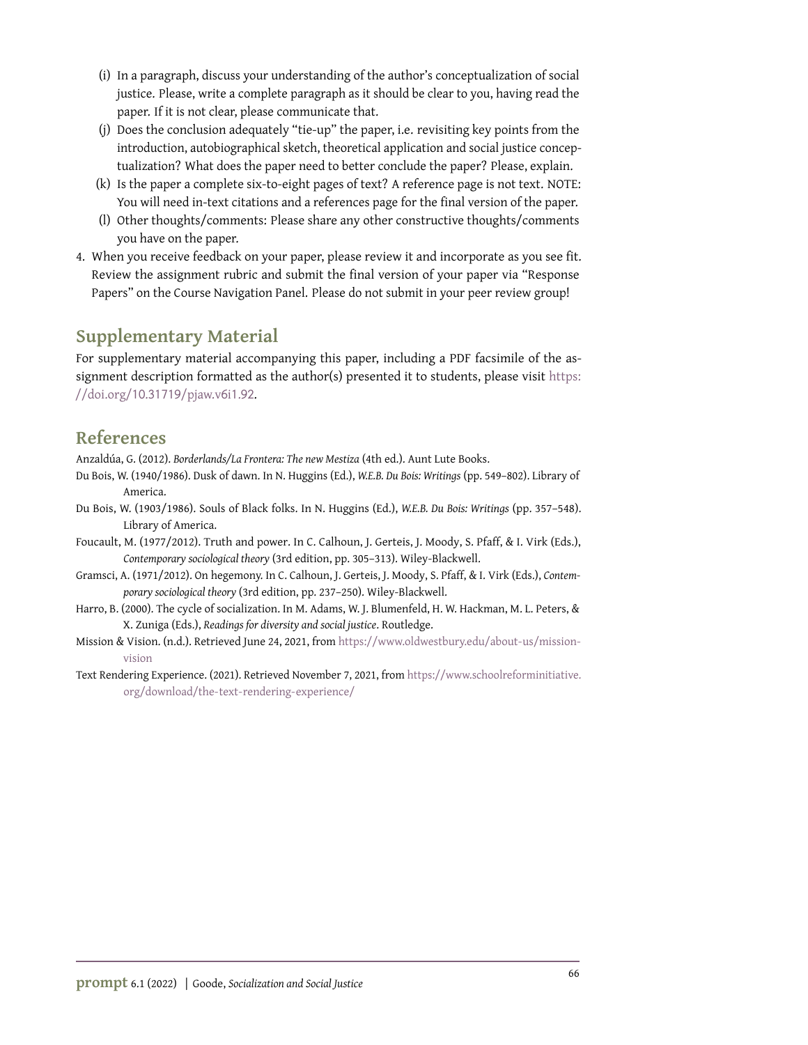(i) In a paragraph, discuss your understanding of the author's conceptualization of social justice. Please, write a complete paragraph as it should be clear to you, having read the paper. If it is not clear, please communicate that.

(j) Does the conclusion adequately "tie-up" the paper, i.e. revisiting key points from the introduction, autobiographical sketch, theoretical application and social justice conceptualization? What does the paper need to better conclude the paper? Please, explain.

(k) Is the paper a complete six-to-eight pages of text? A reference page is not text. NOTE: You will need in-text citations and a references page for the final version of the paper.

(l) Other thoughts/comments: Please share any other constructive thoughts/comments you have on the paper.

4. When you receive feedback on your paper, please review it and incorporate as you see fit. Review the assignment rubric and submit the final version of your paper via "Response Papers" on the Course Navigation Panel. Please do not submit in your peer review group!

## Supplementary Material

For supplementary material accompanying this paper, including a PDF facsimile of the assignment description formatted as the author(s) presented it to students, please visit https://doi.org/10.31719/pjaw.v6i1.92.

## References

Anzaldúa, G. (2012). *Borderlands/La Frontera: The new Mestiza* (4th ed.). Aunt Lute Books.

Du Bois, W. (1940/1986). Dusk of dawn. In N. Huggins (Ed.), *W.E.B. Du Bois: Writings* (pp. 549–802). Library of America.

Du Bois, W. (1903/1986). Souls of Black folks. In N. Huggins (Ed.), *W.E.B. Du Bois: Writings* (pp. 357–548). Library of America.

Foucault, M. (1977/2012). Truth and power. In C. Calhoun, J. Gerteis, J. Moody, S. Pfaff, & I. Virk (Eds.), *Contemporary sociological theory* (3rd edition, pp. 305–313). Wiley-Blackwell.

Gramsci, A. (1971/2012). On hegemony. In C. Calhoun, J. Gerteis, J. Moody, S. Pfaff, & I. Virk (Eds.), *Contemporary sociological theory* (3rd edition, pp. 237–250). Wiley-Blackwell.

Harro, B. (2000). The cycle of socialization. In M. Adams, W. J. Blumenfeld, H. W. Hackman, M. L. Peters, & X. Zuniga (Eds.), *Readings for diversity and social justice*. Routledge.

Mission & Vision. (n.d.). Retrieved June 24, 2021, from https://www.oldwestbury.edu/about-us/mission-vision

Text Rendering Experience. (2021). Retrieved November 7, 2021, from https://www.schoolreforminitiative.org/download/the-text-rendering-experience/